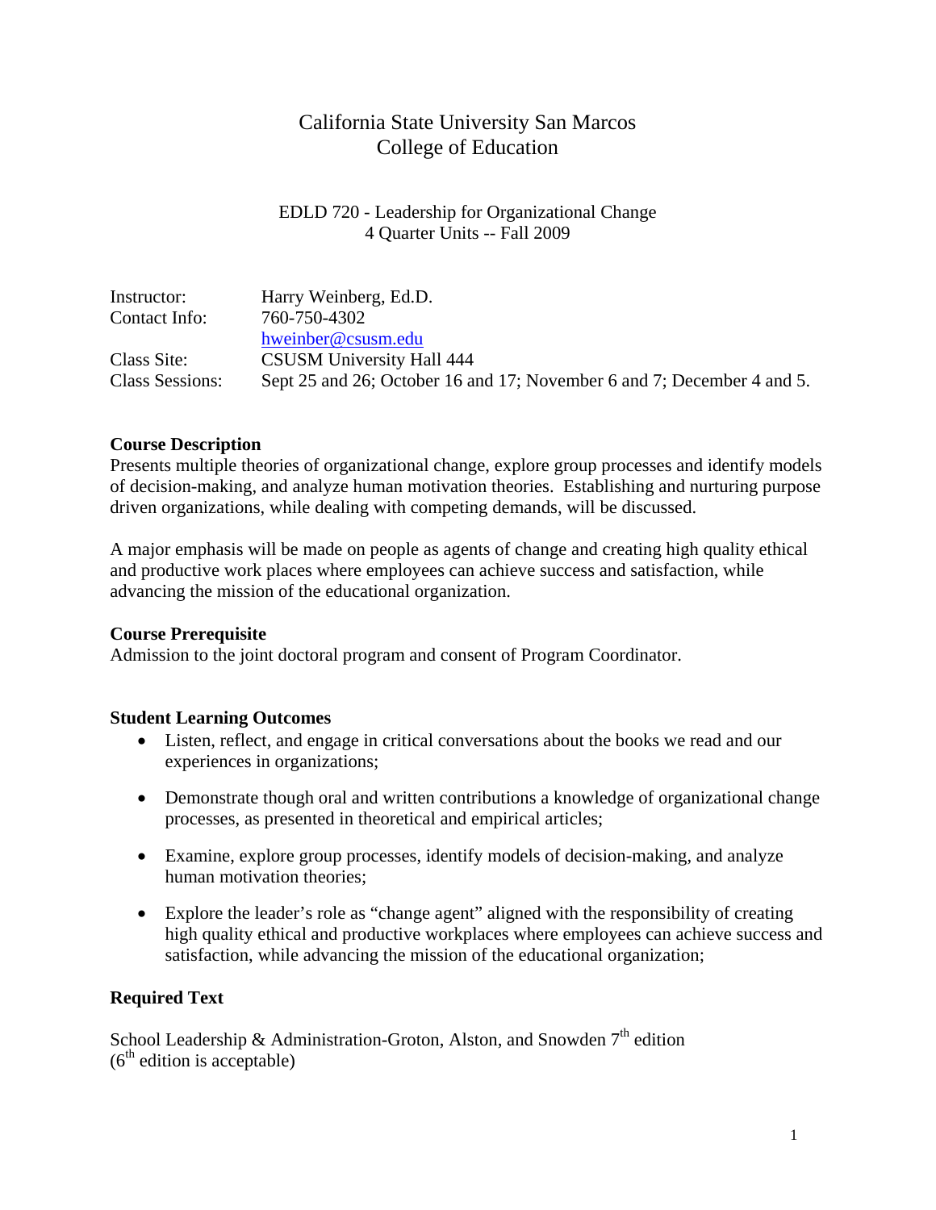# California State University San Marcos
# College of Education

## EDLD 720 - Leadership for Organizational Change
4 Quarter Units -- Fall 2009

| | |
|---|---|
| Instructor: | Harry Weinberg, Ed.D. |
| Contact Info: | 760-750-4302 |
| | hweinber@csusm.edu |
| Class Site: | CSUSM University Hall 444 |
| Class Sessions: | Sept 25 and 26; October 16 and 17; November 6 and 7; December 4 and 5. |

**Course Description**

Presents multiple theories of organizational change, explore group processes and identify models of decision-making, and analyze human motivation theories. Establishing and nurturing purpose driven organizations, while dealing with competing demands, will be discussed.

A major emphasis will be made on people as agents of change and creating high quality ethical and productive work places where employees can achieve success and satisfaction, while advancing the mission of the educational organization.

**Course Prerequisite**

Admission to the joint doctoral program and consent of Program Coordinator.

**Student Learning Outcomes**

- Listen, reflect, and engage in critical conversations about the books we read and our experiences in organizations;
- Demonstrate though oral and written contributions a knowledge of organizational change processes, as presented in theoretical and empirical articles;
- Examine, explore group processes, identify models of decision-making, and analyze human motivation theories;
- Explore the leader's role as "change agent" aligned with the responsibility of creating high quality ethical and productive workplaces where employees can achieve success and satisfaction, while advancing the mission of the educational organization;

**Required Text**

School Leadership & Administration-Groton, Alston, and Snowden 7th edition (6th edition is acceptable)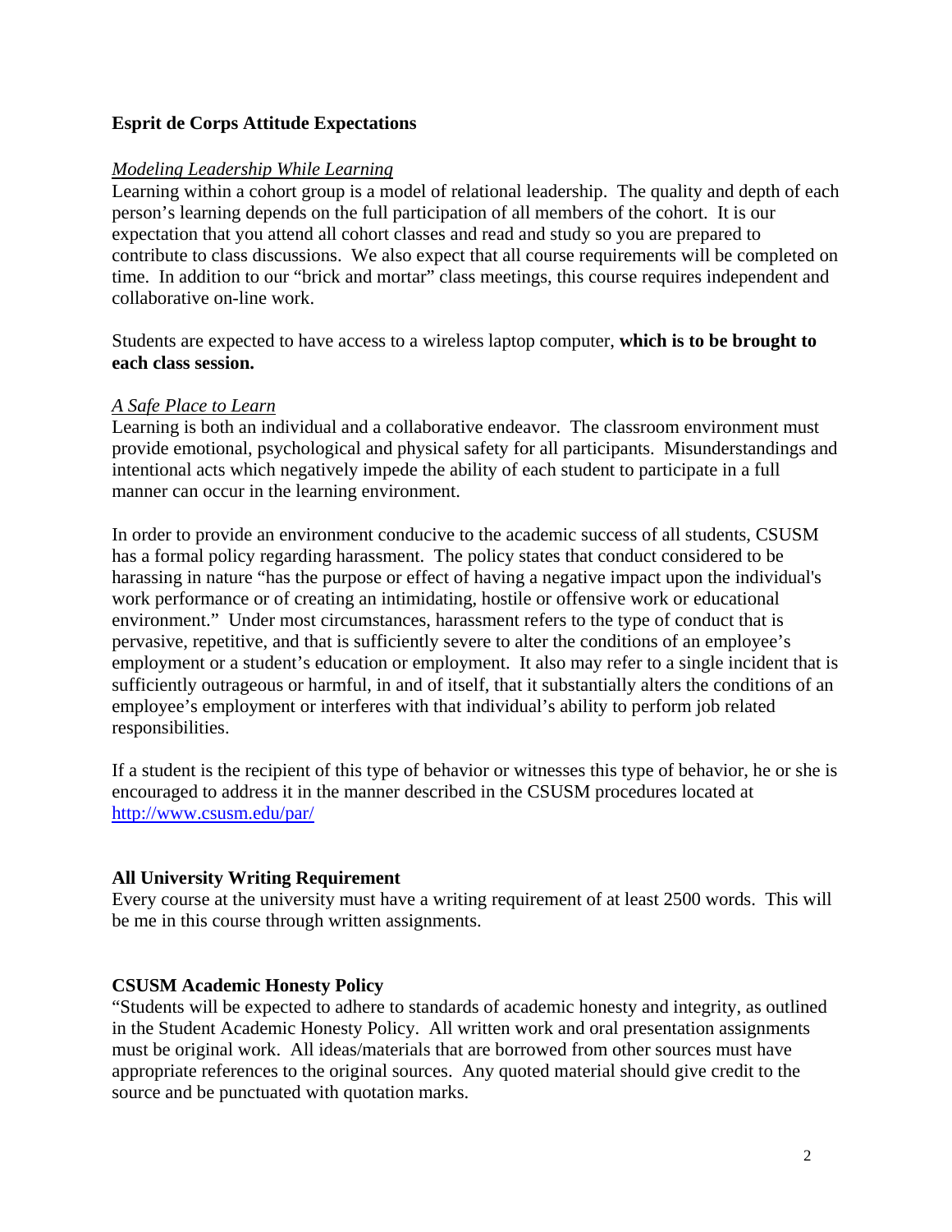**Esprit de Corps Attitude Expectations**

*Modeling Leadership While Learning*

Learning within a cohort group is a model of relational leadership. The quality and depth of each person's learning depends on the full participation of all members of the cohort. It is our expectation that you attend all cohort classes and read and study so you are prepared to contribute to class discussions. We also expect that all course requirements will be completed on time. In addition to our "brick and mortar" class meetings, this course requires independent and collaborative on-line work.

Students are expected to have access to a wireless laptop computer, **which is to be brought to each class session.**

*A Safe Place to Learn*

Learning is both an individual and a collaborative endeavor. The classroom environment must provide emotional, psychological and physical safety for all participants. Misunderstandings and intentional acts which negatively impede the ability of each student to participate in a full manner can occur in the learning environment.

In order to provide an environment conducive to the academic success of all students, CSUSM has a formal policy regarding harassment. The policy states that conduct considered to be harassing in nature "has the purpose or effect of having a negative impact upon the individual's work performance or of creating an intimidating, hostile or offensive work or educational environment." Under most circumstances, harassment refers to the type of conduct that is pervasive, repetitive, and that is sufficiently severe to alter the conditions of an employee's employment or a student's education or employment. It also may refer to a single incident that is sufficiently outrageous or harmful, in and of itself, that it substantially alters the conditions of an employee's employment or interferes with that individual's ability to perform job related responsibilities.

If a student is the recipient of this type of behavior or witnesses this type of behavior, he or she is encouraged to address it in the manner described in the CSUSM procedures located at http://www.csusm.edu/par/

**All University Writing Requirement**

Every course at the university must have a writing requirement of at least 2500 words. This will be me in this course through written assignments.

**CSUSM Academic Honesty Policy**

"Students will be expected to adhere to standards of academic honesty and integrity, as outlined in the Student Academic Honesty Policy. All written work and oral presentation assignments must be original work. All ideas/materials that are borrowed from other sources must have appropriate references to the original sources. Any quoted material should give credit to the source and be punctuated with quotation marks.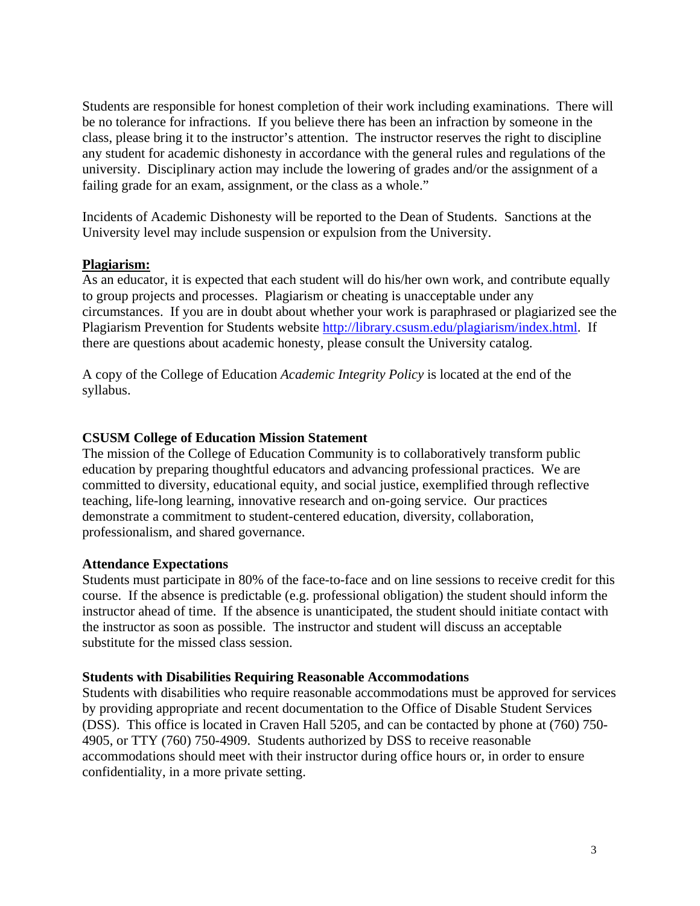Students are responsible for honest completion of their work including examinations. There will be no tolerance for infractions. If you believe there has been an infraction by someone in the class, please bring it to the instructor's attention. The instructor reserves the right to discipline any student for academic dishonesty in accordance with the general rules and regulations of the university. Disciplinary action may include the lowering of grades and/or the assignment of a failing grade for an exam, assignment, or the class as a whole."

Incidents of Academic Dishonesty will be reported to the Dean of Students. Sanctions at the University level may include suspension or expulsion from the University.

**Plagiarism:**

As an educator, it is expected that each student will do his/her own work, and contribute equally to group projects and processes. Plagiarism or cheating is unacceptable under any circumstances. If you are in doubt about whether your work is paraphrased or plagiarized see the Plagiarism Prevention for Students website [http://library.csusm.edu/plagiarism/index.html](http://library.csusm.edu/plagiarism/index.html). If there are questions about academic honesty, please consult the University catalog.

A copy of the College of Education *Academic Integrity Policy* is located at the end of the syllabus.

**CSUSM College of Education Mission Statement**

The mission of the College of Education Community is to collaboratively transform public education by preparing thoughtful educators and advancing professional practices. We are committed to diversity, educational equity, and social justice, exemplified through reflective teaching, life-long learning, innovative research and on-going service. Our practices demonstrate a commitment to student-centered education, diversity, collaboration, professionalism, and shared governance.

**Attendance Expectations**

Students must participate in 80% of the face-to-face and on line sessions to receive credit for this course. If the absence is predictable (e.g. professional obligation) the student should inform the instructor ahead of time. If the absence is unanticipated, the student should initiate contact with the instructor as soon as possible. The instructor and student will discuss an acceptable substitute for the missed class session.

**Students with Disabilities Requiring Reasonable Accommodations**

Students with disabilities who require reasonable accommodations must be approved for services by providing appropriate and recent documentation to the Office of Disable Student Services (DSS). This office is located in Craven Hall 5205, and can be contacted by phone at (760) 750-4905, or TTY (760) 750-4909. Students authorized by DSS to receive reasonable accommodations should meet with their instructor during office hours or, in order to ensure confidentiality, in a more private setting.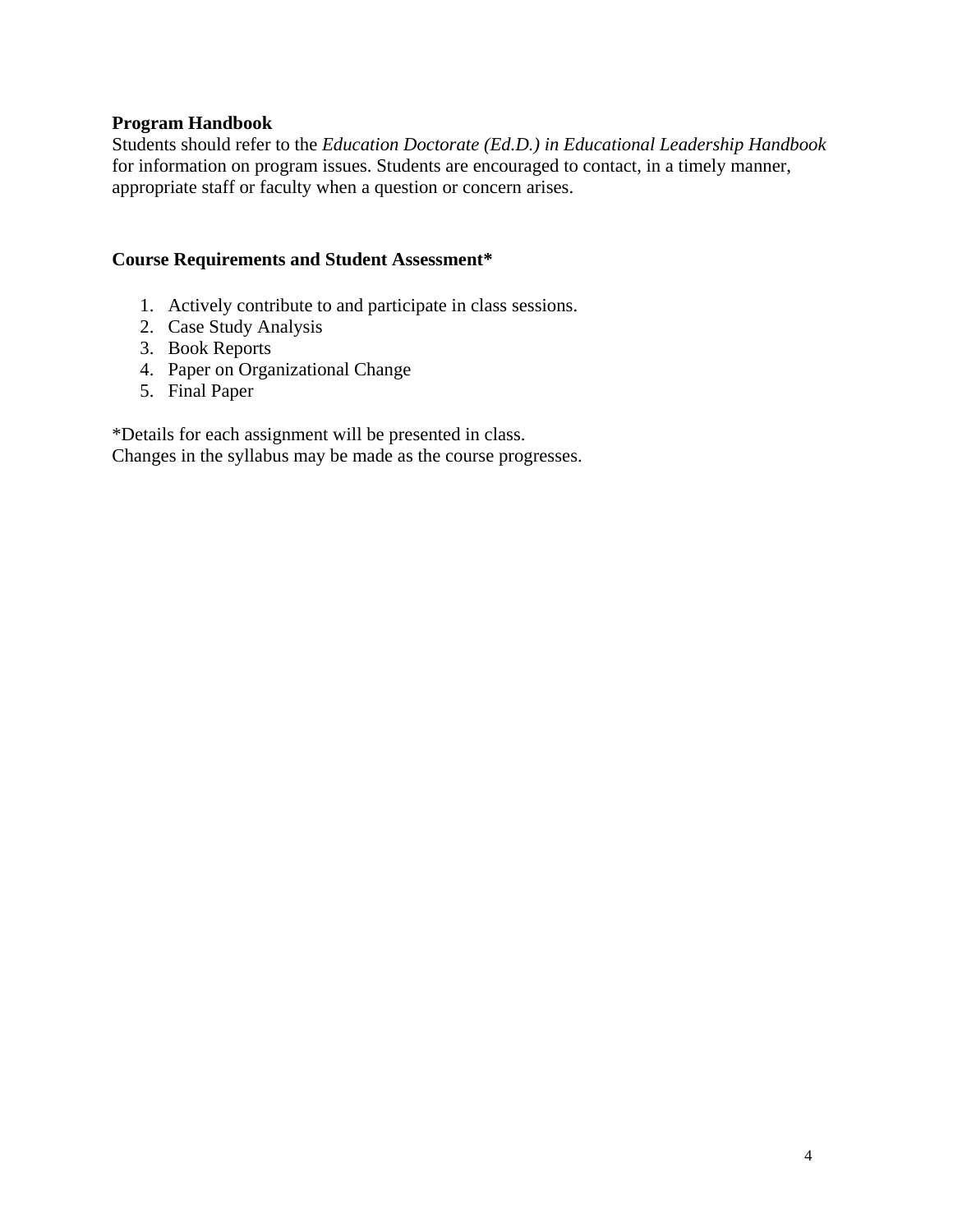**Program Handbook**

Students should refer to the *Education Doctorate (Ed.D.) in Educational Leadership Handbook* for information on program issues. Students are encouraged to contact, in a timely manner, appropriate staff or faculty when a question or concern arises.

**Course Requirements and Student Assessment***

1. Actively contribute to and participate in class sessions.
2. Case Study Analysis
3. Book Reports
4. Paper on Organizational Change
5. Final Paper

*Details for each assignment will be presented in class.
Changes in the syllabus may be made as the course progresses.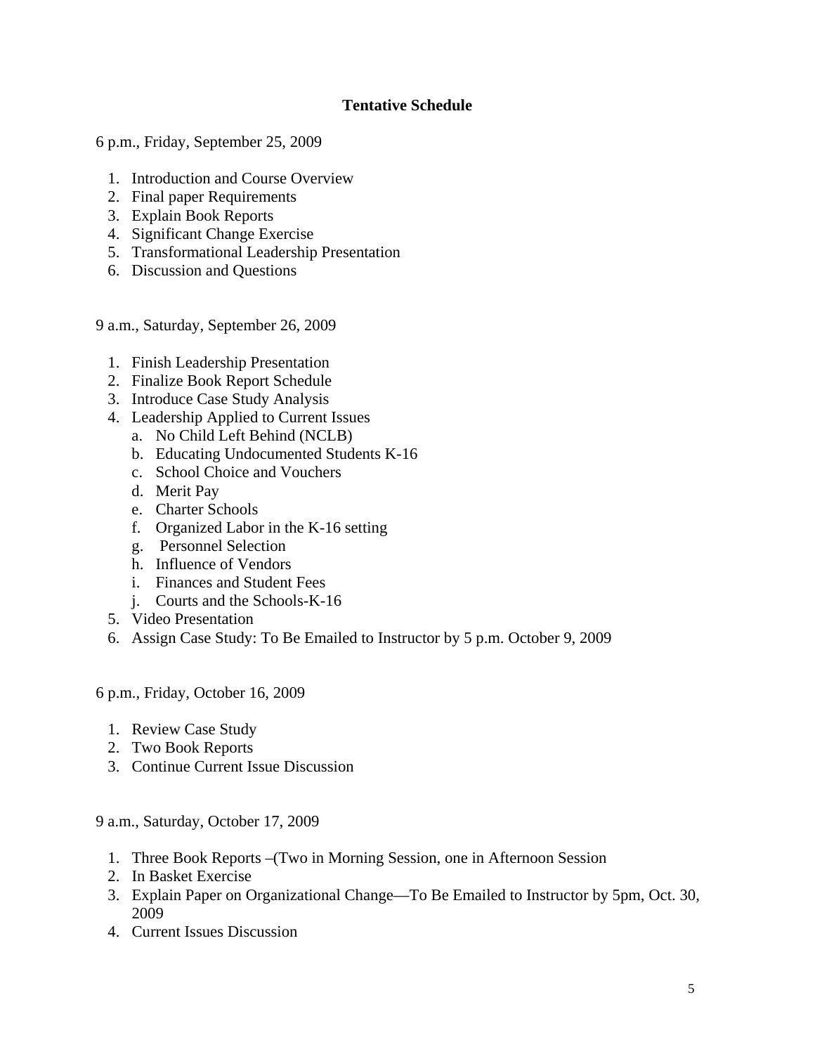**Tentative Schedule**

6 p.m., Friday, September 25, 2009

1. Introduction and Course Overview
2. Final paper Requirements
3. Explain Book Reports
4. Significant Change Exercise
5. Transformational Leadership Presentation
6. Discussion and Questions

9 a.m., Saturday, September 26, 2009

1. Finish Leadership Presentation
2. Finalize Book Report Schedule
3. Introduce Case Study Analysis
4. Leadership Applied to Current Issues
   a. No Child Left Behind (NCLB)
   b. Educating Undocumented Students K-16
   c. School Choice and Vouchers
   d. Merit Pay
   e. Charter Schools
   f. Organized Labor in the K-16 setting
   g. Personnel Selection
   h. Influence of Vendors
   i. Finances and Student Fees
   j. Courts and the Schools-K-16
5. Video Presentation
6. Assign Case Study: To Be Emailed to Instructor by 5 p.m. October 9, 2009

6 p.m., Friday, October 16, 2009

1. Review Case Study
2. Two Book Reports
3. Continue Current Issue Discussion

9 a.m., Saturday, October 17, 2009

1. Three Book Reports –(Two in Morning Session, one in Afternoon Session
2. In Basket Exercise
3. Explain Paper on Organizational Change—To Be Emailed to Instructor by 5pm, Oct. 30, 2009
4. Current Issues Discussion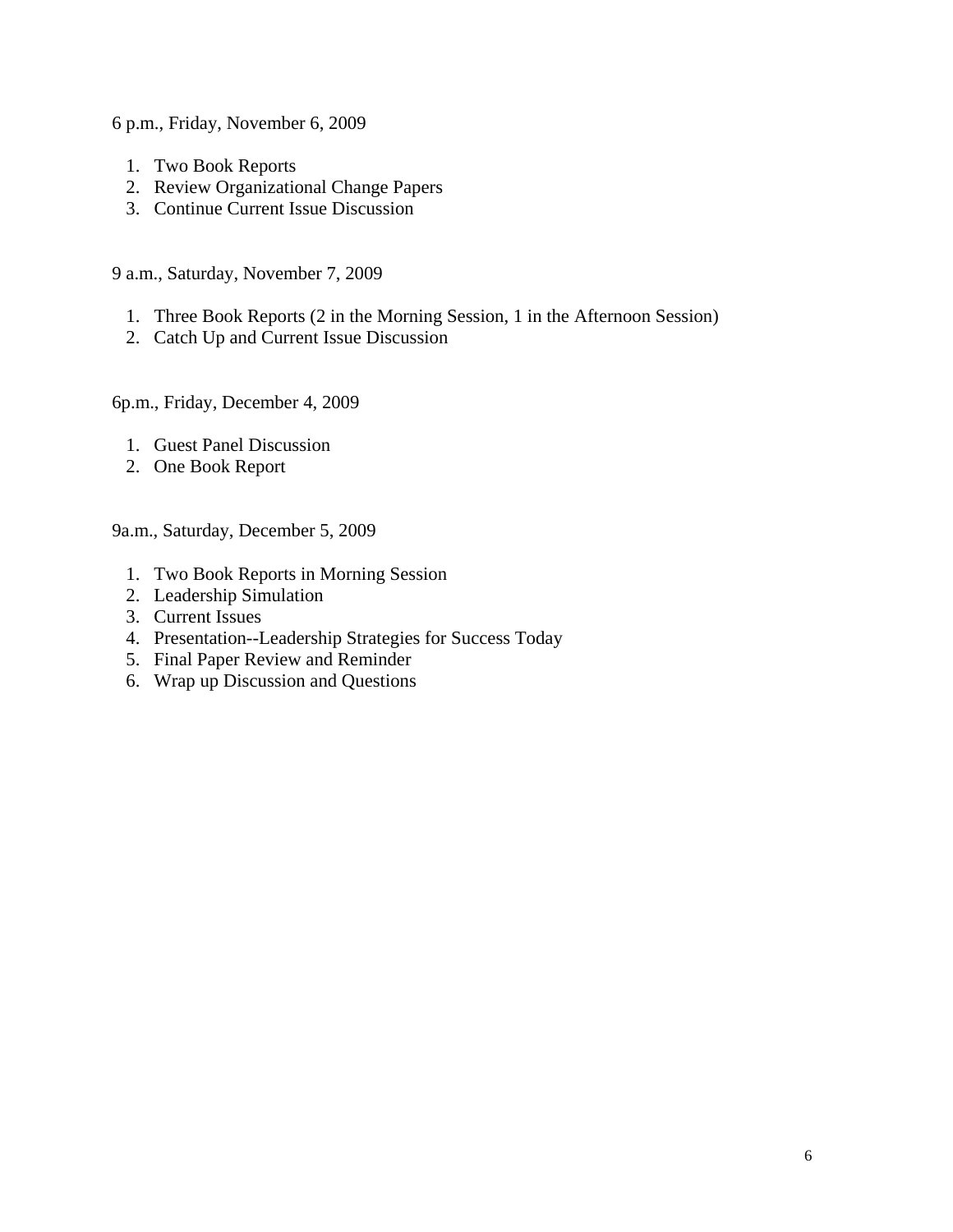6 p.m., Friday, November 6, 2009

1. Two Book Reports
2. Review Organizational Change Papers
3. Continue Current Issue Discussion

9 a.m., Saturday, November 7, 2009

1. Three Book Reports (2 in the Morning Session, 1 in the Afternoon Session)
2. Catch Up and Current Issue Discussion

6p.m., Friday, December 4, 2009

1. Guest Panel Discussion
2. One Book Report

9a.m., Saturday, December 5, 2009

1. Two Book Reports in Morning Session
2. Leadership Simulation
3. Current Issues
4. Presentation--Leadership Strategies for Success Today
5. Final Paper Review and Reminder
6. Wrap up Discussion and Questions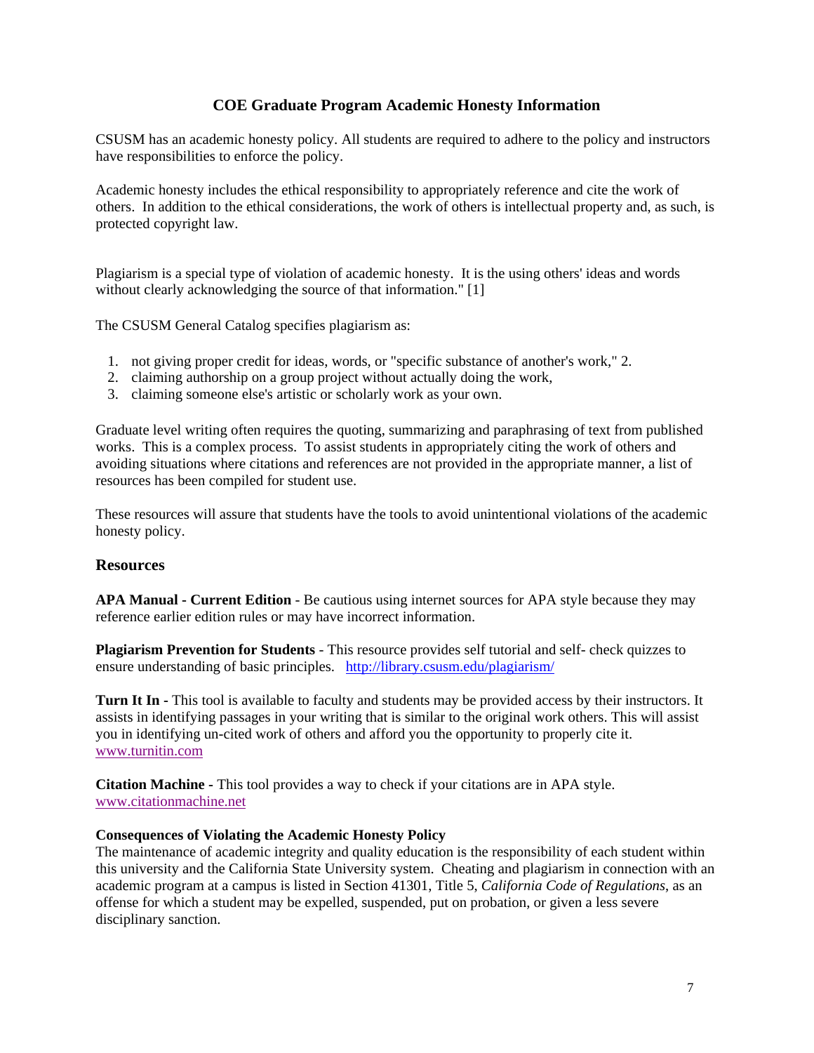## COE Graduate Program Academic Honesty Information

CSUSM has an academic honesty policy. All students are required to adhere to the policy and instructors have responsibilities to enforce the policy.

Academic honesty includes the ethical responsibility to appropriately reference and cite the work of others. In addition to the ethical considerations, the work of others is intellectual property and, as such, is protected copyright law.

Plagiarism is a special type of violation of academic honesty. It is the using others' ideas and words without clearly acknowledging the source of that information." [1]

The CSUSM General Catalog specifies plagiarism as:

1. not giving proper credit for ideas, words, or "specific substance of another's work," 2.
2. claiming authorship on a group project without actually doing the work,
3. claiming someone else's artistic or scholarly work as your own.

Graduate level writing often requires the quoting, summarizing and paraphrasing of text from published works. This is a complex process. To assist students in appropriately citing the work of others and avoiding situations where citations and references are not provided in the appropriate manner, a list of resources has been compiled for student use.

These resources will assure that students have the tools to avoid unintentional violations of the academic honesty policy.

### Resources

**APA Manual - Current Edition** - Be cautious using internet sources for APA style because they may reference earlier edition rules or may have incorrect information.

**Plagiarism Prevention for Students** - This resource provides self tutorial and self- check quizzes to ensure understanding of basic principles. http://library.csusm.edu/plagiarism/

**Turn It In** - This tool is available to faculty and students may be provided access by their instructors. It assists in identifying passages in your writing that is similar to the original work others. This will assist you in identifying un-cited work of others and afford you the opportunity to properly cite it. www.turnitin.com

**Citation Machine** - This tool provides a way to check if your citations are in APA style. www.citationmachine.net

**Consequences of Violating the Academic Honesty Policy**

The maintenance of academic integrity and quality education is the responsibility of each student within this university and the California State University system. Cheating and plagiarism in connection with an academic program at a campus is listed in Section 41301, Title 5, *California Code of Regulations*, as an offense for which a student may be expelled, suspended, put on probation, or given a less severe disciplinary sanction.